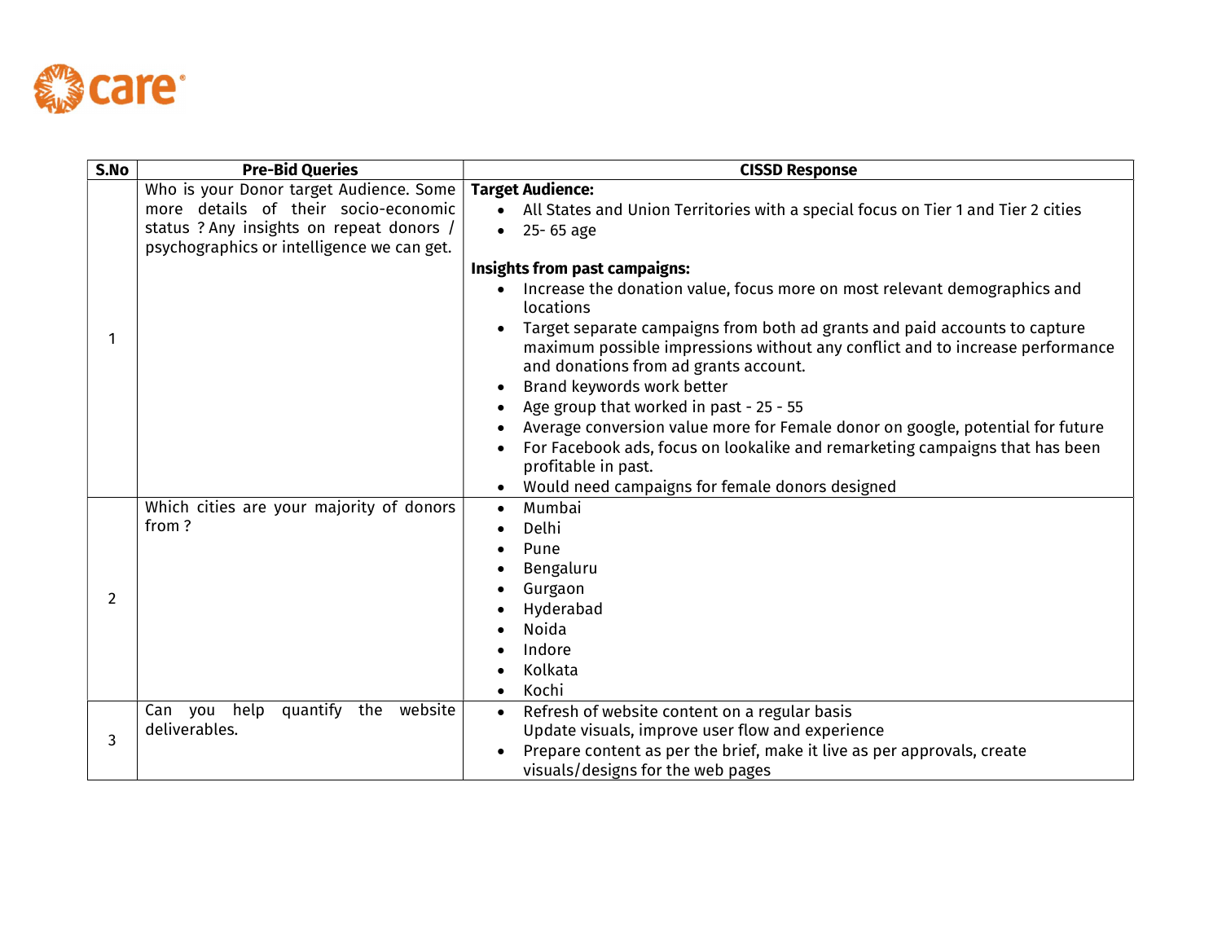care

| S.No | Pre-Bid Queries | CISSD Response |
|---|---|---|
| 1 | Who is your Donor target Audience. Some more details of their socio-economic status ? Any insights on repeat donors / psychographics or intelligence we can get. | **Target Audience:**<br>• All States and Union Territories with a special focus on Tier 1 and Tier 2 cities<br>• 25- 65 age<br><br>**Insights from past campaigns:**<br>• Increase the donation value, focus more on most relevant demographics and locations<br>• Target separate campaigns from both ad grants and paid accounts to capture maximum possible impressions without any conflict and to increase performance and donations from ad grants account.<br>• Brand keywords work better<br>• Age group that worked in past - 25 - 55<br>• Average conversion value more for Female donor on google, potential for future<br>• For Facebook ads, focus on lookalike and remarketing campaigns that has been profitable in past.<br>• Would need campaigns for female donors designed |
| 2 | Which cities are your majority of donors from ? | • Mumbai<br>• Delhi<br>• Pune<br>• Bengaluru<br>• Gurgaon<br>• Hyderabad<br>• Noida<br>• Indore<br>• Kolkata<br>• Kochi |
| 3 | Can you help quantify the website deliverables. | • Refresh of website content on a regular basis<br>Update visuals, improve user flow and experience<br>• Prepare content as per the brief, make it live as per approvals, create visuals/designs for the web pages |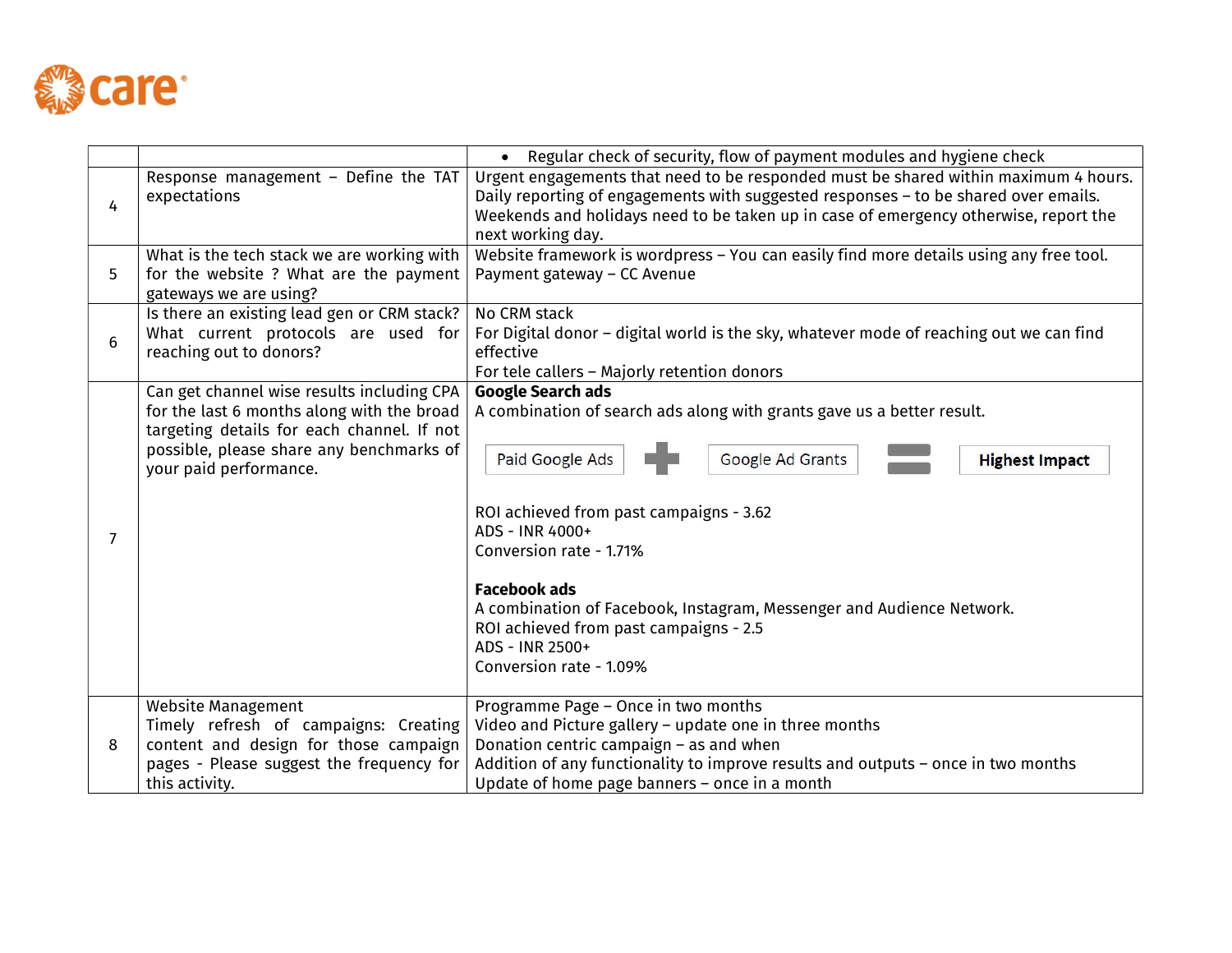| | | |
|---|---|---|
| | | • Regular check of security, flow of payment modules and hygiene check |
| 4 | Response management – Define the TAT expectations | Urgent engagements that need to be responded must be shared within maximum 4 hours.<br>Daily reporting of engagements with suggested responses – to be shared over emails.<br>Weekends and holidays need to be taken up in case of emergency otherwise, report the next working day. |
| 5 | What is the tech stack we are working with for the website ? What are the payment gateways we are using? | Website framework is wordpress – You can easily find more details using any free tool.<br>Payment gateway – CC Avenue |
| 6 | Is there an existing lead gen or CRM stack? What current protocols are used for reaching out to donors? | No CRM stack<br>For Digital donor – digital world is the sky, whatever mode of reaching out we can find effective<br>For tele callers – Majorly retention donors |
| 7 | Can get channel wise results including CPA for the last 6 months along with the broad targeting details for each channel. If not possible, please share any benchmarks of your paid performance. | **Google Search ads**<br>A combination of search ads along with grants gave us a better result.<br>Paid Google Ads + Google Ad Grants = **Highest Impact**<br><br>ROI achieved from past campaigns - 3.62<br>ADS - INR 4000+<br>Conversion rate - 1.71%<br><br>**Facebook ads**<br>A combination of Facebook, Instagram, Messenger and Audience Network.<br>ROI achieved from past campaigns - 2.5<br>ADS - INR 2500+<br>Conversion rate - 1.09% |
| 8 | Website Management<br>Timely refresh of campaigns: Creating content and design for those campaign pages - Please suggest the frequency for this activity. | Programme Page – Once in two months<br>Video and Picture gallery – update one in three months<br>Donation centric campaign – as and when<br>Addition of any functionality to improve results and outputs – once in two months<br>Update of home page banners – once in a month |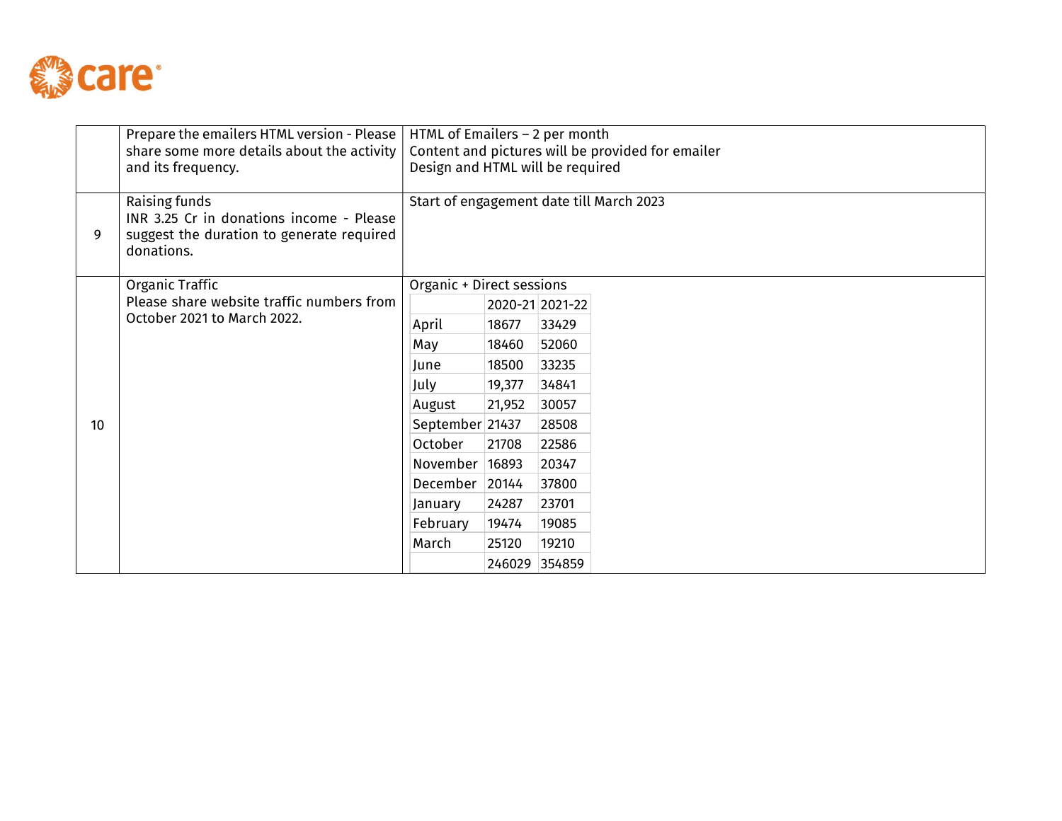| | | |
|---|---|---|
| | Prepare the emailers HTML version - Please share some more details about the activity and its frequency. | HTML of Emailers – 2 per month<br>Content and pictures will be provided for emailer<br>Design and HTML will be required |
| 9 | Raising funds<br>INR 3.25 Cr in donations income - Please suggest the duration to generate required donations. | Start of engagement date till March 2023 |
| 10 | Organic Traffic<br>Please share website traffic numbers from October 2021 to March 2022. | Organic + Direct sessions (see table below) |

Organic + Direct sessions

| | 2020-21 | 2021-22 |
|---|---|---|
| April | 18677 | 33429 |
| May | 18460 | 52060 |
| June | 18500 | 33235 |
| July | 19,377 | 34841 |
| August | 21,952 | 30057 |
| September | 21437 | 28508 |
| October | 21708 | 22586 |
| November | 16893 | 20347 |
| December | 20144 | 37800 |
| January | 24287 | 23701 |
| February | 19474 | 19085 |
| March | 25120 | 19210 |
| | 246029 | 354859 |